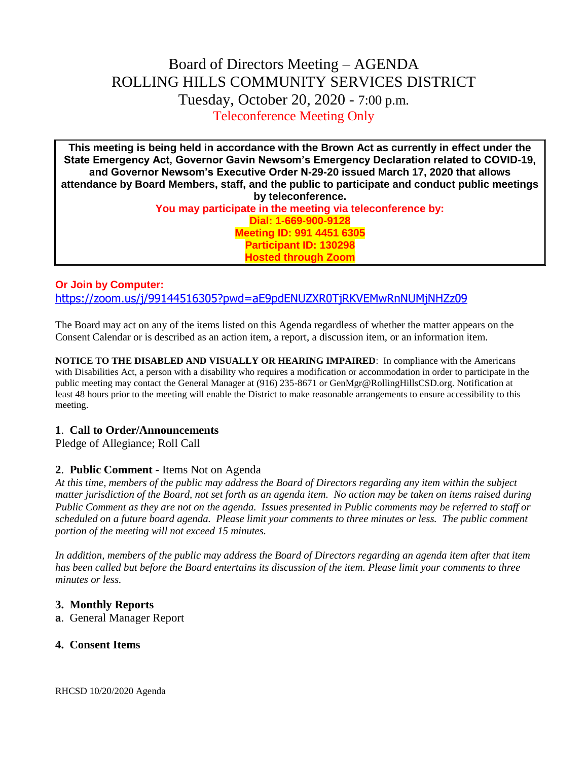# Board of Directors Meeting – AGENDA
# ROLLING HILLS COMMUNITY SERVICES DISTRICT
## Tuesday, October 20, 2020 - 7:00 p.m.
## Teleconference Meeting Only

**This meeting is being held in accordance with the Brown Act as currently in effect under the State Emergency Act, Governor Gavin Newsom's Emergency Declaration related to COVID-19, and Governor Newsom's Executive Order N-29-20 issued March 17, 2020 that allows attendance by Board Members, staff, and the public to participate and conduct public meetings by teleconference.**

**You may participate in the meeting via teleconference by:**

**Dial: 1-669-900-9128**
**Meeting ID: 991 4451 6305**
**Participant ID: 130298**
**Hosted through Zoom**

**Or Join by Computer:**
https://zoom.us/j/99144516305?pwd=aE9pdENUZXR0TjRKVEMwRnNUMjNHZz09

The Board may act on any of the items listed on this Agenda regardless of whether the matter appears on the Consent Calendar or is described as an action item, a report, a discussion item, or an information item.

**NOTICE TO THE DISABLED AND VISUALLY OR HEARING IMPAIRED**: In compliance with the Americans with Disabilities Act, a person with a disability who requires a modification or accommodation in order to participate in the public meeting may contact the General Manager at (916) 235-8671 or GenMgr@RollingHillsCSD.org. Notification at least 48 hours prior to the meeting will enable the District to make reasonable arrangements to ensure accessibility to this meeting.

### 1. Call to Order/Announcements

Pledge of Allegiance; Roll Call

### 2. Public Comment - Items Not on Agenda

*At this time, members of the public may address the Board of Directors regarding any item within the subject matter jurisdiction of the Board, not set forth as an agenda item. No action may be taken on items raised during Public Comment as they are not on the agenda. Issues presented in Public comments may be referred to staff or scheduled on a future board agenda. Please limit your comments to three minutes or less. The public comment portion of the meeting will not exceed 15 minutes.*

*In addition, members of the public may address the Board of Directors regarding an agenda item after that item has been called but before the Board entertains its discussion of the item. Please limit your comments to three minutes or less.*

### 3. Monthly Reports

**a**. General Manager Report

### 4. Consent Items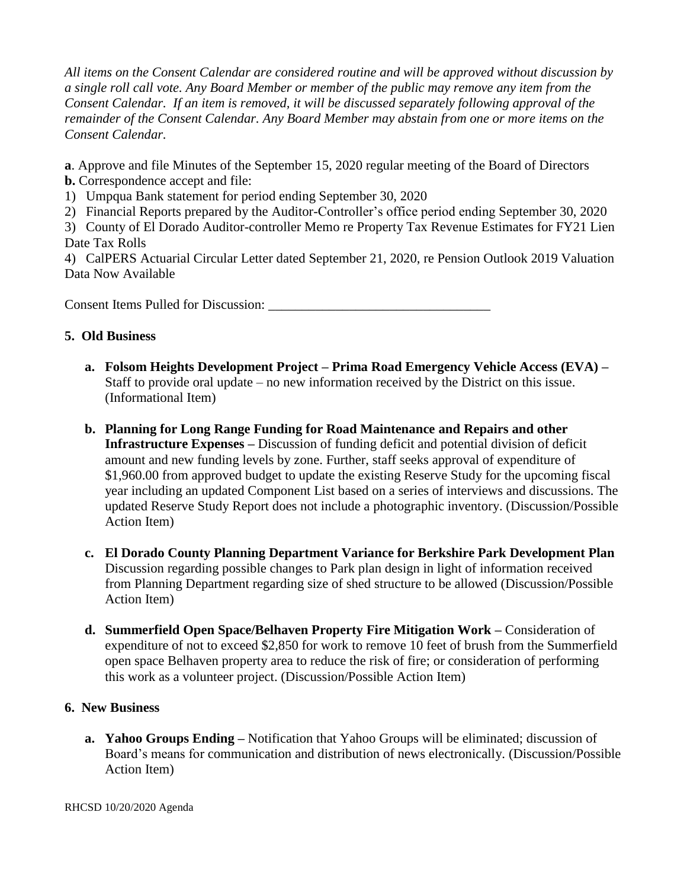*All items on the Consent Calendar are considered routine and will be approved without discussion by a single roll call vote. Any Board Member or member of the public may remove any item from the Consent Calendar. If an item is removed, it will be discussed separately following approval of the remainder of the Consent Calendar. Any Board Member may abstain from one or more items on the Consent Calendar.*

**a**. Approve and file Minutes of the September 15, 2020 regular meeting of the Board of Directors
**b.** Correspondence accept and file:

1) Umpqua Bank statement for period ending September 30, 2020
2) Financial Reports prepared by the Auditor-Controller's office period ending September 30, 2020
3) County of El Dorado Auditor-controller Memo re Property Tax Revenue Estimates for FY21 Lien Date Tax Rolls
4) CalPERS Actuarial Circular Letter dated September 21, 2020, re Pension Outlook 2019 Valuation Data Now Available

Consent Items Pulled for Discussion: ________________________________

## 5. Old Business

a. **Folsom Heights Development Project – Prima Road Emergency Vehicle Access (EVA) –** Staff to provide oral update – no new information received by the District on this issue. (Informational Item)

b. **Planning for Long Range Funding for Road Maintenance and Repairs and other Infrastructure Expenses –** Discussion of funding deficit and potential division of deficit amount and new funding levels by zone. Further, staff seeks approval of expenditure of $1,960.00 from approved budget to update the existing Reserve Study for the upcoming fiscal year including an updated Component List based on a series of interviews and discussions. The updated Reserve Study Report does not include a photographic inventory. (Discussion/Possible Action Item)

c. **El Dorado County Planning Department Variance for Berkshire Park Development Plan** Discussion regarding possible changes to Park plan design in light of information received from Planning Department regarding size of shed structure to be allowed (Discussion/Possible Action Item)

d. **Summerfield Open Space/Belhaven Property Fire Mitigation Work –** Consideration of expenditure of not to exceed $2,850 for work to remove 10 feet of brush from the Summerfield open space Belhaven property area to reduce the risk of fire; or consideration of performing this work as a volunteer project. (Discussion/Possible Action Item)

## 6. New Business

a. **Yahoo Groups Ending –** Notification that Yahoo Groups will be eliminated; discussion of Board's means for communication and distribution of news electronically. (Discussion/Possible Action Item)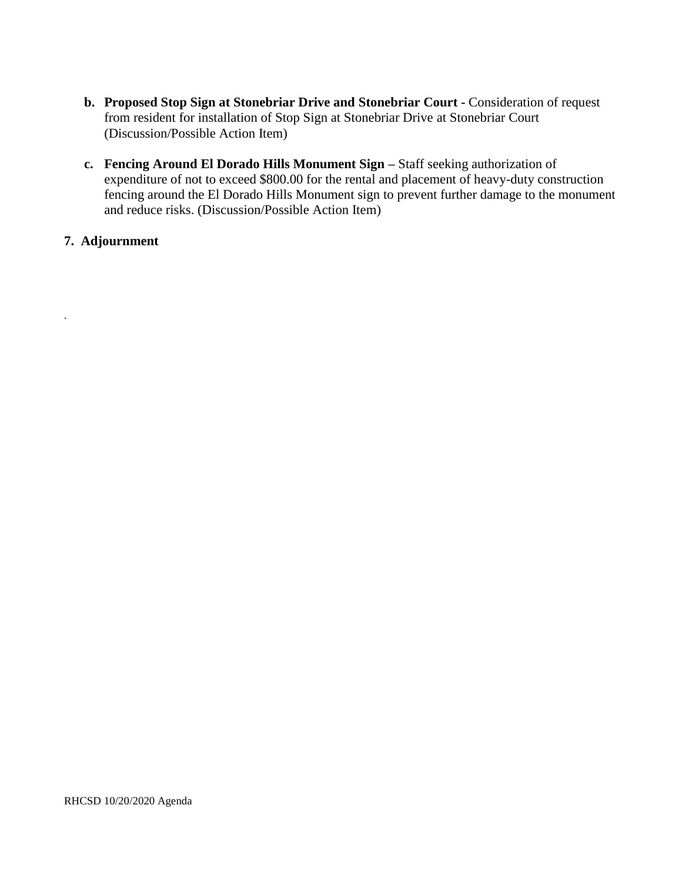b. **Proposed Stop Sign at Stonebriar Drive and Stonebriar Court** - Consideration of request from resident for installation of Stop Sign at Stonebriar Drive at Stonebriar Court (Discussion/Possible Action Item)

c. **Fencing Around El Dorado Hills Monument Sign –** Staff seeking authorization of expenditure of not to exceed $800.00 for the rental and placement of heavy-duty construction fencing around the El Dorado Hills Monument sign to prevent further damage to the monument and reduce risks. (Discussion/Possible Action Item)

**7. Adjournment**

.